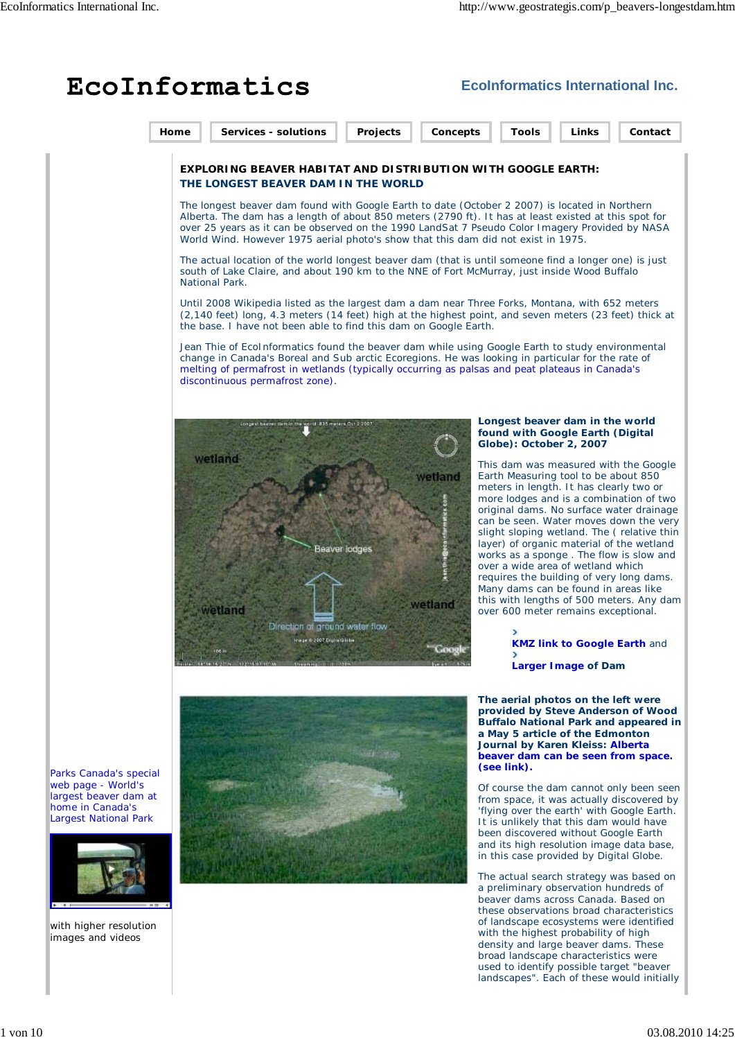# EcoInformatics

**EcoInformatics International Inc.**

Home | Services - solutions | Projects | Concepts | Tools | Links | Contact

## EXPLORING BEAVER HABITAT AND DISTRIBUTION WITH GOOGLE EARTH:
## THE LONGEST BEAVER DAM IN THE WORLD

The longest beaver dam found with Google Earth to date (October 2 2007) is located in Northern Alberta. The dam has a length of about 850 meters (2790 ft). It has at least existed at this spot for over 25 years as it can be observed on the 1990 LandSat 7 Pseudo Color Imagery Provided by NASA World Wind. However 1975 aerial photo's show that this dam did not exist in 1975.

The actual location of the world longest beaver dam (that is until someone find a longer one) is just south of Lake Claire, and about 190 km to the NNE of Fort McMurray, just inside Wood Buffalo National Park.

Until 2008 Wikipedia listed as the largest dam a dam near Three Forks, Montana, with 652 meters (2,140 feet) long, 4.3 meters (14 feet) high at the highest point, and seven meters (23 feet) thick at the base. I have not been able to find this dam on Google Earth.

Jean Thie of EcoInformatics found the beaver dam while using Google Earth to study environmental change in Canada's Boreal and Sub arctic Ecoregions. He was looking in particular for the rate of melting of permafrost in wetlands (typically occurring as palsas and peat plateaus in Canada's discontinuous permafrost zone).

**Longest beaver dam in the world found with Google Earth (Digital Globe): October 2, 2007**

This dam was measured with the Google Earth Measuring tool to be about 850 meters in length. It has clearly two or more lodges and is a combination of two original dams. No surface water drainage can be seen. Water moves down the very slight sloping wetland. The ( relative thin layer) of organic material of the wetland works as a sponge . The flow is slow and over a wide area of wetland which requires the building of very long dams. Many dams can be found in areas like this with lengths of 500 meters. Any dam over 600 meter remains exceptional.

- **KMZ link to Google Earth** and
- **Larger Image of Dam**

**The aerial photos on the left were provided by Steve Anderson of Wood Buffalo National Park and appeared in a May 5 article of the Edmonton Journal by Karen Kleiss: Alberta beaver dam can be seen from space. (see link).**

Of course the dam cannot only been seen from space, it was actually discovered by 'flying over the earth' with Google Earth. It is unlikely that this dam would have been discovered without Google Earth and its high resolution image data base, in this case provided by Digital Globe.

The actual search strategy was based on a preliminary observation hundreds of beaver dams across Canada. Based on these observations broad characteristics of landscape ecosystems were identified with the highest probability of high density and large beaver dams. These broad landscape characteristics were used to identify possible target "beaver landscapes". Each of these would initially

Parks Canada's special web page - World's largest beaver dam at home in Canada's Largest National Park

with higher resolution images and videos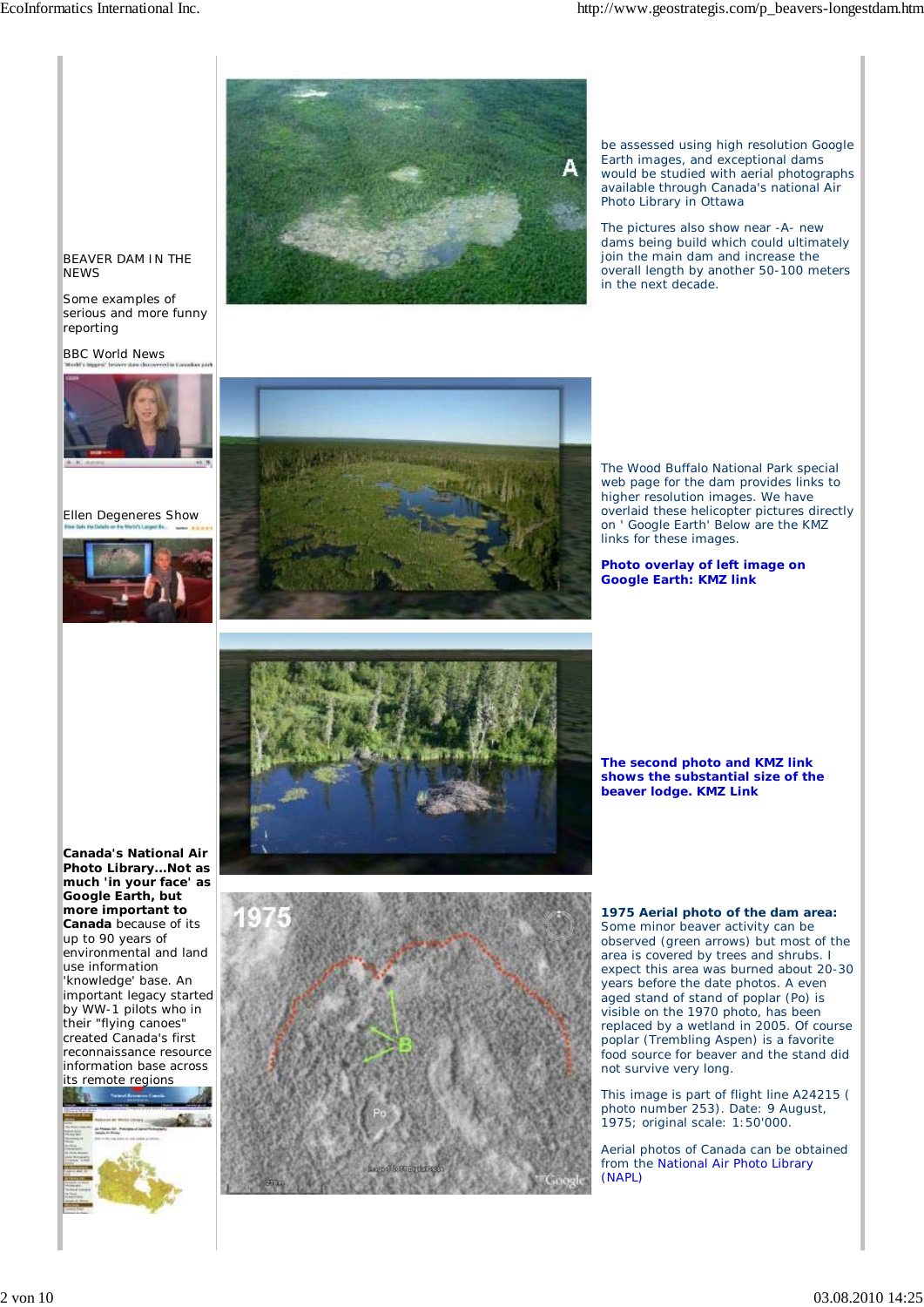BEAVER DAM IN THE NEWS

Some examples of serious and more funny reporting

BBC World News

Ellen Degeneres Show

**Canada's National Air Photo Library...Not as much 'in your face' as Google Earth, but more important to Canada** because of its up to 90 years of environmental and land use information 'knowledge' base. An important legacy started by WW-1 pilots who in their "flying canoes" created Canada's first reconnaissance resource information base across its remote regions

be assessed using high resolution Google Earth images, and exceptional dams would be studied with aerial photographs available through Canada's national Air Photo Library in Ottawa

The pictures also show near -A- new dams being build which could ultimately join the main dam and increase the overall length by another 50-100 meters in the next decade.

The Wood Buffalo National Park special web page for the dam provides links to higher resolution images. We have overlaid these helicopter pictures directly on ' Google Earth' Below are the KMZ links for these images.

**Photo overlay of left image on Google Earth: KMZ link**

**The second photo and KMZ link shows the substantial size of the beaver lodge. KMZ Link**

**1975 Aerial photo of the dam area:** Some minor beaver activity can be observed (green arrows) but most of the area is covered by trees and shrubs. I expect this area was burned about 20-30 years before the date photos. A even aged stand of stand of poplar (Po) is visible on the 1970 photo, has been replaced by a wetland in 2005. Of course poplar (Trembling Aspen) is a favorite food source for beaver and the stand did not survive very long.

This image is part of flight line A24215 ( photo number 253). Date: 9 August, 1975; original scale: 1:50'000.

Aerial photos of Canada can be obtained from the National Air Photo Library (NAPL)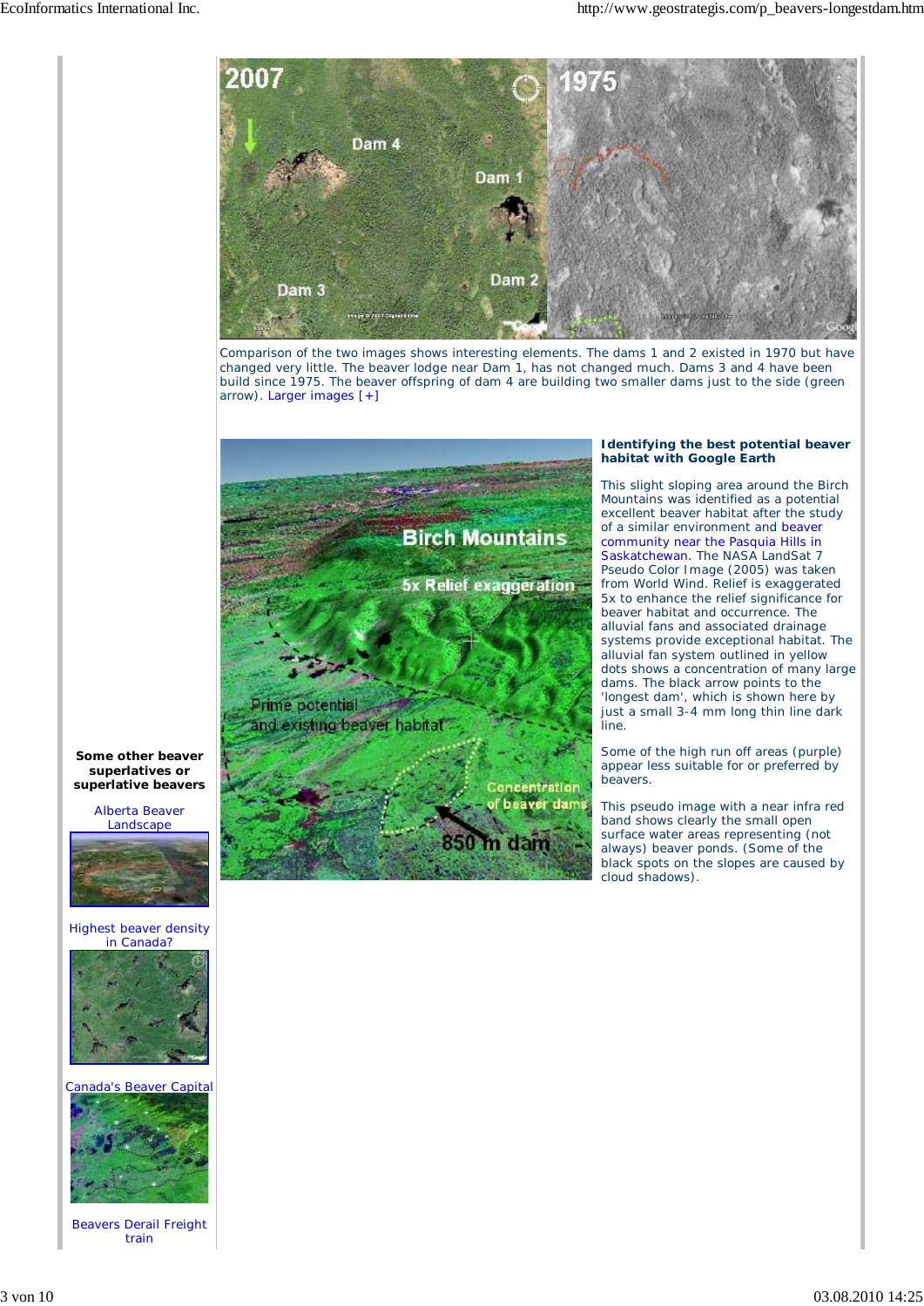Comparison of the two images shows interesting elements. The dams 1 and 2 existed in 1970 but have changed very little. The beaver lodge near Dam 1, has not changed much. Dams 3 and 4 have been build since 1975. The beaver offspring of dam 4 are building two smaller dams just to the side (green arrow). Larger images [+]

**Identifying the best potential beaver habitat with Google Earth**

This slight sloping area around the Birch Mountains was identified as a potential excellent beaver habitat after the study of a similar environment and beaver community near the Pasquia Hills in Saskatchewan. The NASA LandSat 7 Pseudo Color Image (2005) was taken from World Wind. Relief is exaggerated 5x to enhance the relief significance for beaver habitat and occurrence. The alluvial fans and associated drainage systems provide exceptional habitat. The alluvial fan system outlined in yellow dots shows a concentration of many large dams. The black arrow points to the 'longest dam', which is shown here by just a small 3-4 mm long thin line dark line.

Some of the high run off areas (purple) appear less suitable for or preferred by beavers.

This pseudo image with a near infra red band shows clearly the small open surface water areas representing (not always) beaver ponds. (Some of the black spots on the slopes are caused by cloud shadows).

**Some other beaver superlatives or superlative beavers**

Alberta Beaver Landscape

Highest beaver density in Canada?

Canada's Beaver Capital

Beavers Derail Freight train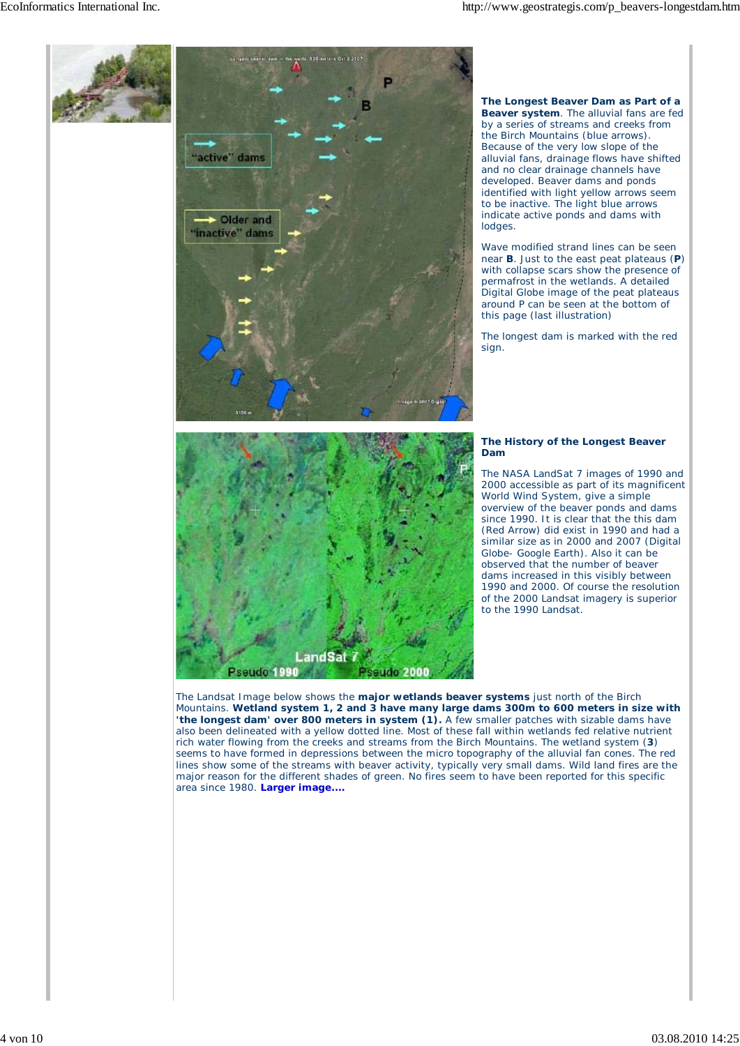**The Longest Beaver Dam as Part of a Beaver system**. The alluvial fans are fed by a series of streams and creeks from the Birch Mountains (blue arrows). Because of the very low slope of the alluvial fans, drainage flows have shifted and no clear drainage channels have developed. Beaver dams and ponds identified with light yellow arrows seem to be inactive. The light blue arrows indicate active ponds and dams with lodges.

Wave modified strand lines can be seen near **B**. Just to the east peat plateaus (**P**) with collapse scars show the presence of permafrost in the wetlands. A detailed Digital Globe image of the peat plateaus around P can be seen at the bottom of this page (last illustration)

The longest dam is marked with the red sign.

**The History of the Longest Beaver Dam**

The NASA LandSat 7 images of 1990 and 2000 accessible as part of its magnificent World Wind System, give a simple overview of the beaver ponds and dams since 1990. It is clear that the this dam (Red Arrow) did exist in 1990 and had a similar size as in 2000 and 2007 (Digital Globe- Google Earth). Also it can be observed that the number of beaver dams increased in this visibly between 1990 and 2000. Of course the resolution of the 2000 Landsat imagery is superior to the 1990 Landsat.

The Landsat Image below shows the **major wetlands beaver systems** just north of the Birch Mountains. **Wetland system 1, 2 and 3 have many large dams 300m to 600 meters in size with 'the longest dam' over 800 meters in system (1).** A few smaller patches with sizable dams have also been delineated with a yellow dotted line. Most of these fall within wetlands fed relative nutrient rich water flowing from the creeks and streams from the Birch Mountains. The wetland system (**3**) seems to have formed in depressions between the micro topography of the alluvial fan cones. The red lines show some of the streams with beaver activity, typically very small dams. Wild land fires are the major reason for the different shades of green. No fires seem to have been reported for this specific area since 1980. **Larger image....**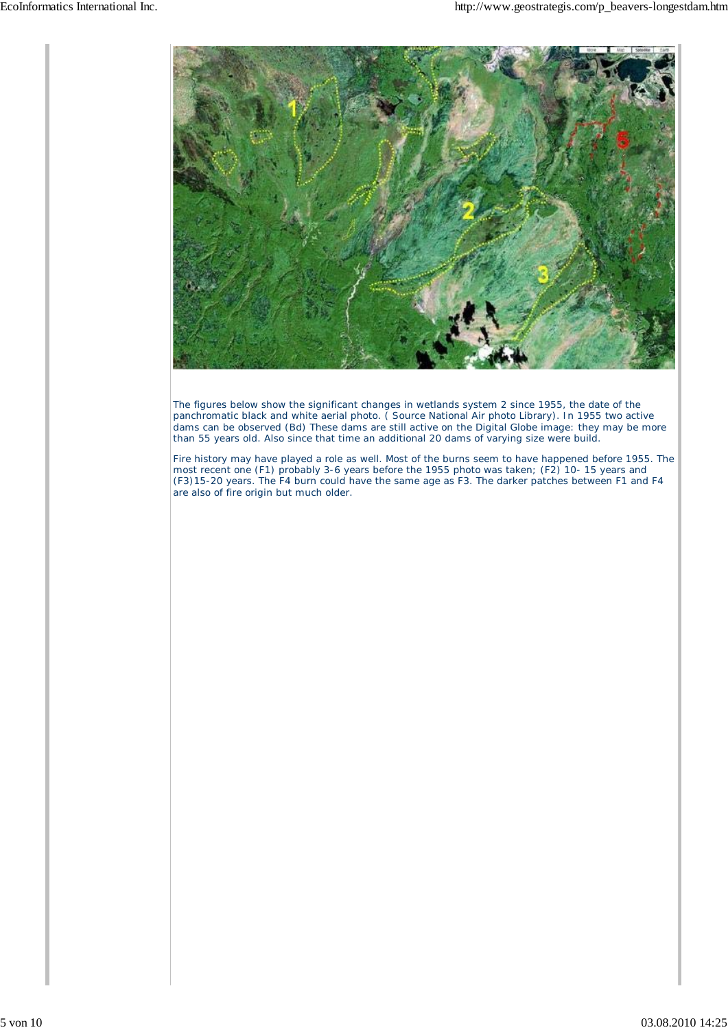The figures below show the significant changes in wetlands system 2 since 1955, the date of the panchromatic black and white aerial photo. ( Source National Air photo Library). In 1955 two active dams can be observed (Bd) These dams are still active on the Digital Globe image: they may be more than 55 years old. Also since that time an additional 20 dams of varying size were build.

Fire history may have played a role as well. Most of the burns seem to have happened before 1955. The most recent one (F1) probably 3-6 years before the 1955 photo was taken; (F2) 10- 15 years and (F3)15-20 years. The F4 burn could have the same age as F3. The darker patches between F1 and F4 are also of fire origin but much older.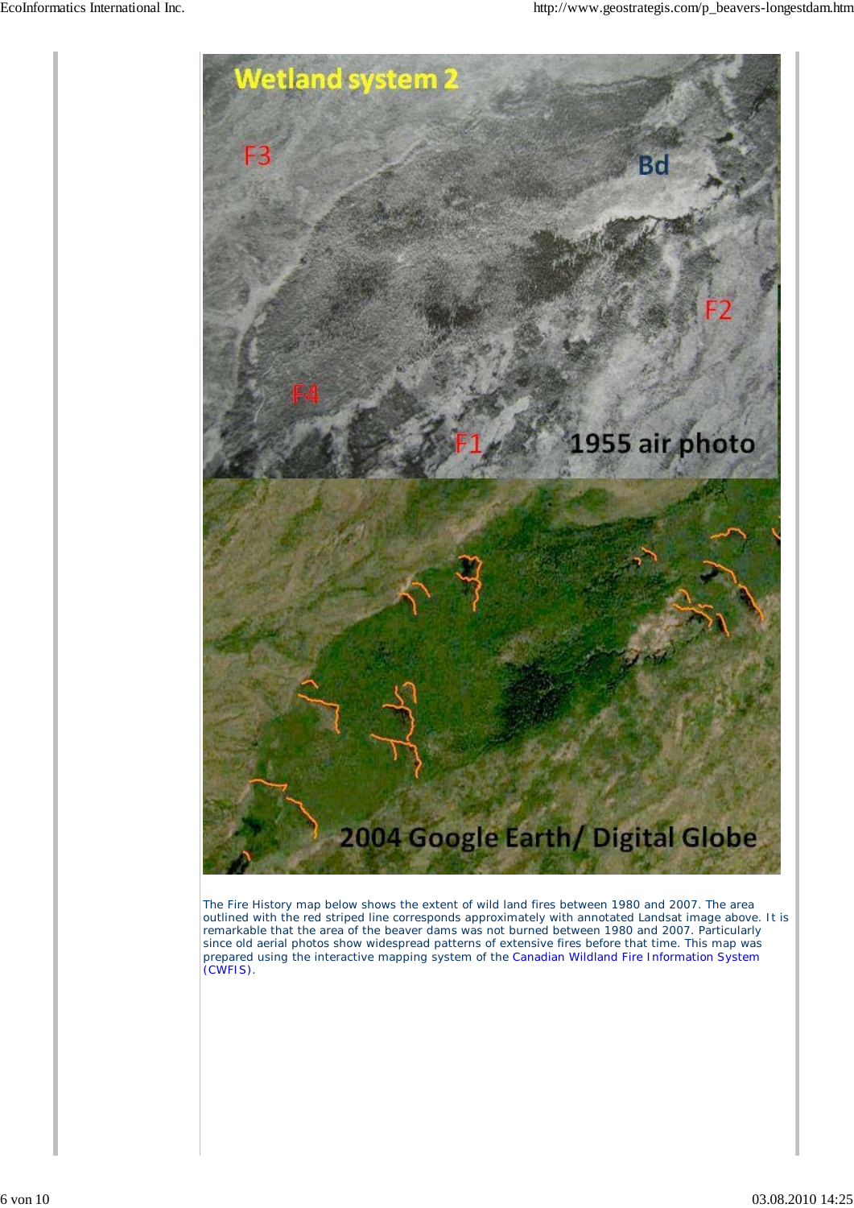The Fire History map below shows the extent of wild land fires between 1980 and 2007. The area outlined with the red striped line corresponds approximately with annotated Landsat image above. It is remarkable that the area of the beaver dams was not burned between 1980 and 2007. Particularly since old aerial photos show widespread patterns of extensive fires before that time. This map was prepared using the interactive mapping system of the Canadian Wildland Fire Information System (CWFIS).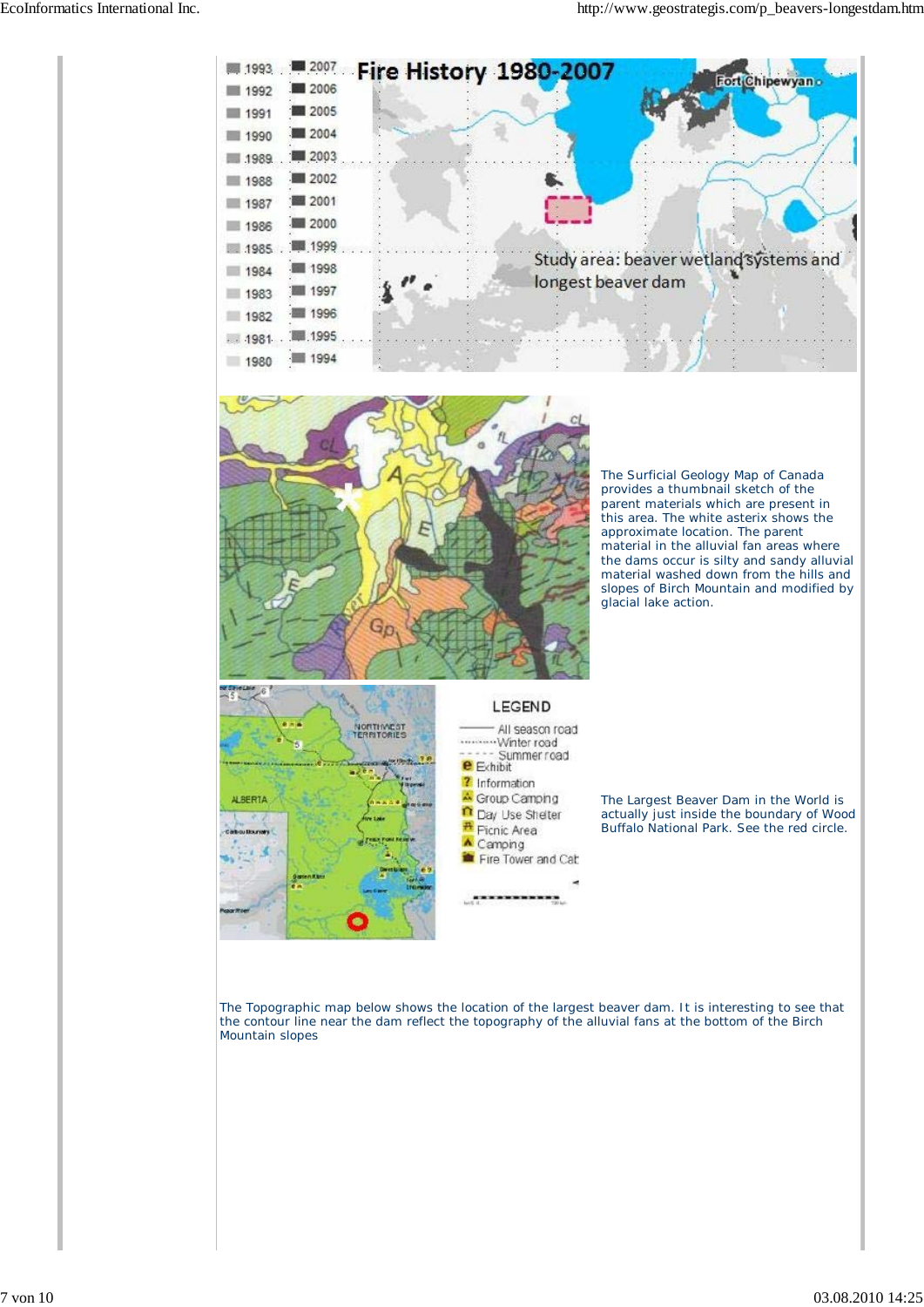The Surficial Geology Map of Canada provides a thumbnail sketch of the parent materials which are present in this area. The white asterix shows the approximate location. The parent material in the alluvial fan areas where the dams occur is silty and sandy alluvial material washed down from the hills and slopes of Birch Mountain and modified by glacial lake action.

The Largest Beaver Dam in the World is actually just inside the boundary of Wood Buffalo National Park. See the red circle.

The Topographic map below shows the location of the largest beaver dam. It is interesting to see that the contour line near the dam reflect the topography of the alluvial fans at the bottom of the Birch Mountain slopes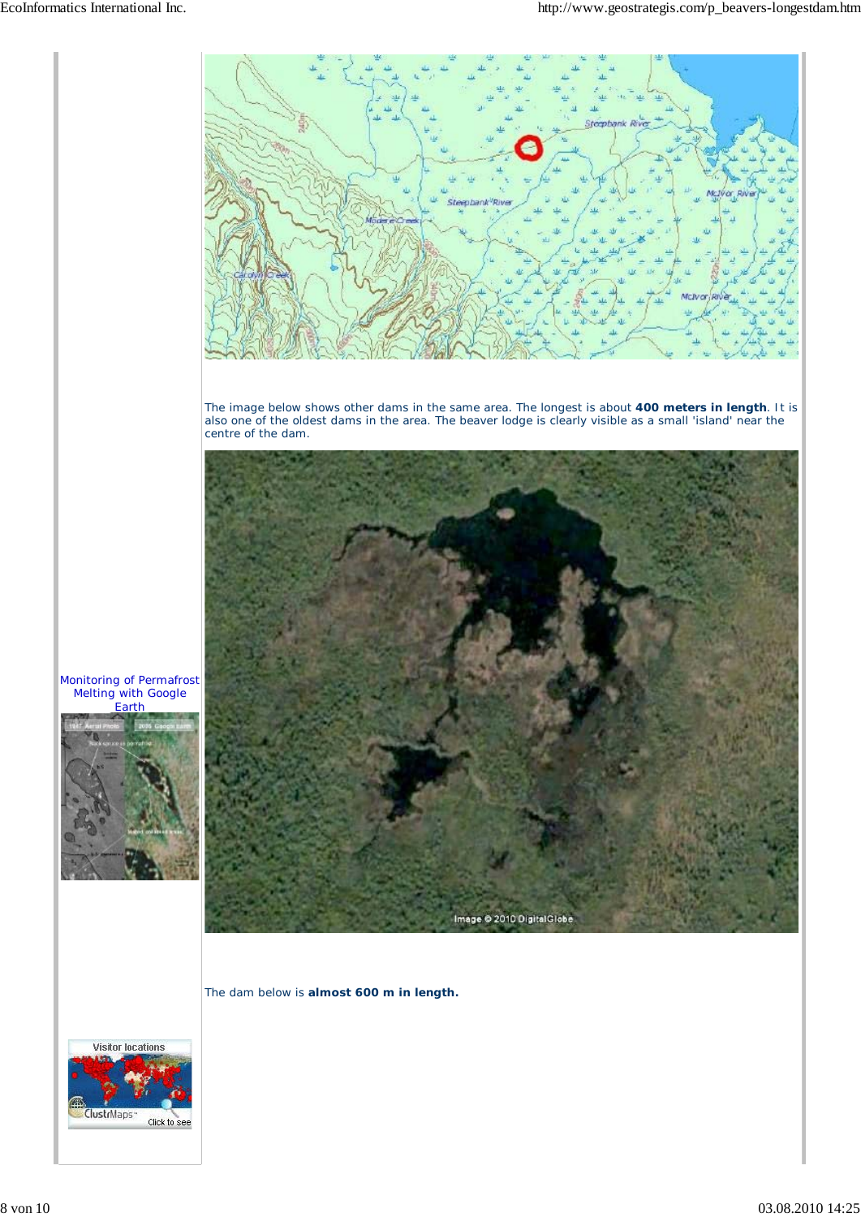The image below shows other dams in the same area. The longest is about **400 meters in length**. It is also one of the oldest dams in the area. The beaver lodge is clearly visible as a small 'island' near the centre of the dam.

Monitoring of Permafrost Melting with Google Earth

The dam below is **almost 600 m in length.**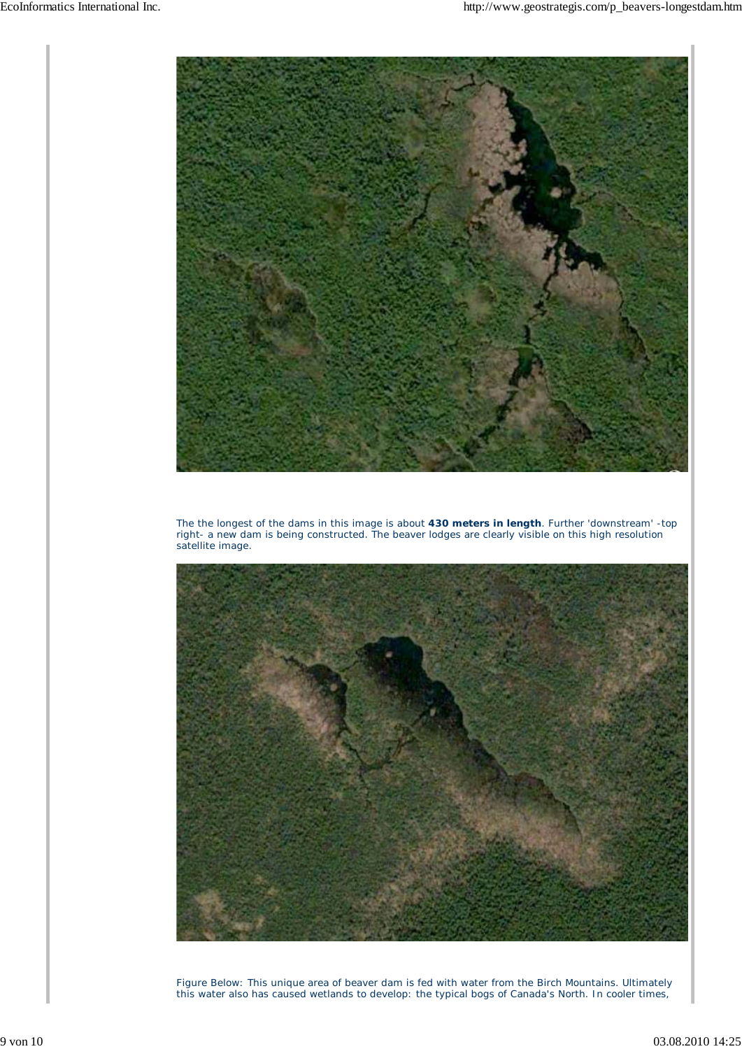The the longest of the dams in this image is about **430 meters in length**. Further 'downstream' -top right- a new dam is being constructed. The beaver lodges are clearly visible on this high resolution satellite image.

Figure Below: This unique area of beaver dam is fed with water from the Birch Mountains. Ultimately this water also has caused wetlands to develop: the typical bogs of Canada's North. In cooler times,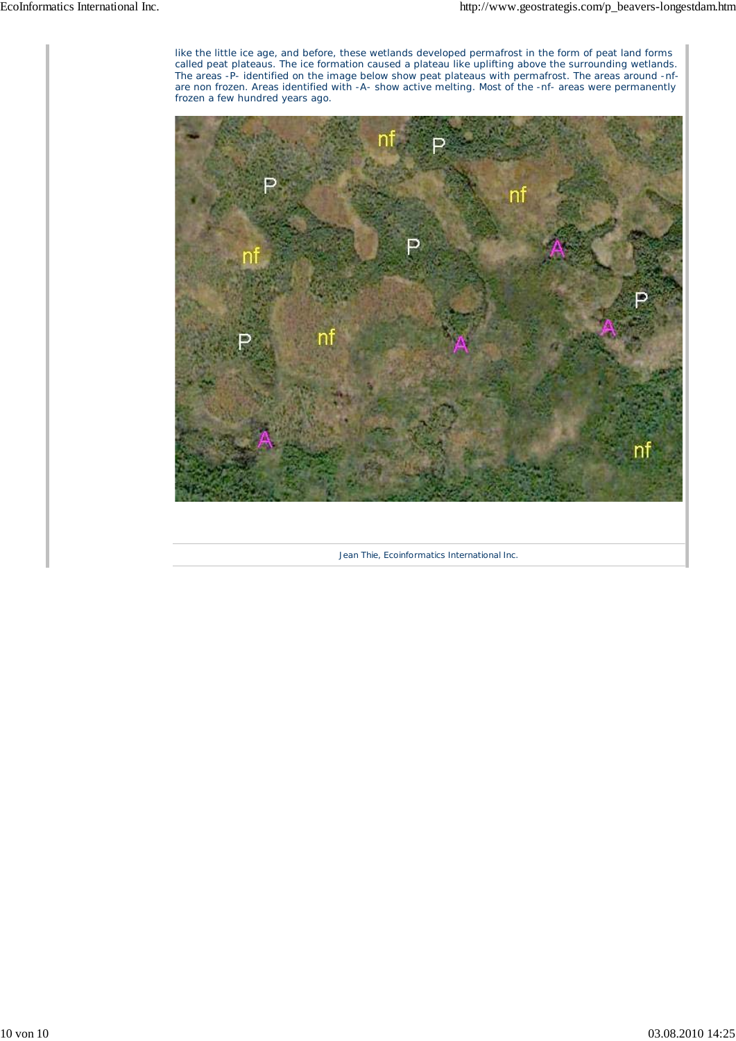like the little ice age, and before, these wetlands developed permafrost in the form of peat land forms called peat plateaus. The ice formation caused a plateau like uplifting above the surrounding wetlands. The areas -P- identified on the image below show peat plateaus with permafrost. The areas around -nf- are non frozen. Areas identified with -A- show active melting. Most of the -nf- areas were permanently frozen a few hundred years ago.

nf
P
P
nf
nf
P
A
P
P
nf
A
A
A
nf

Jean Thie, Ecoinformatics International Inc.